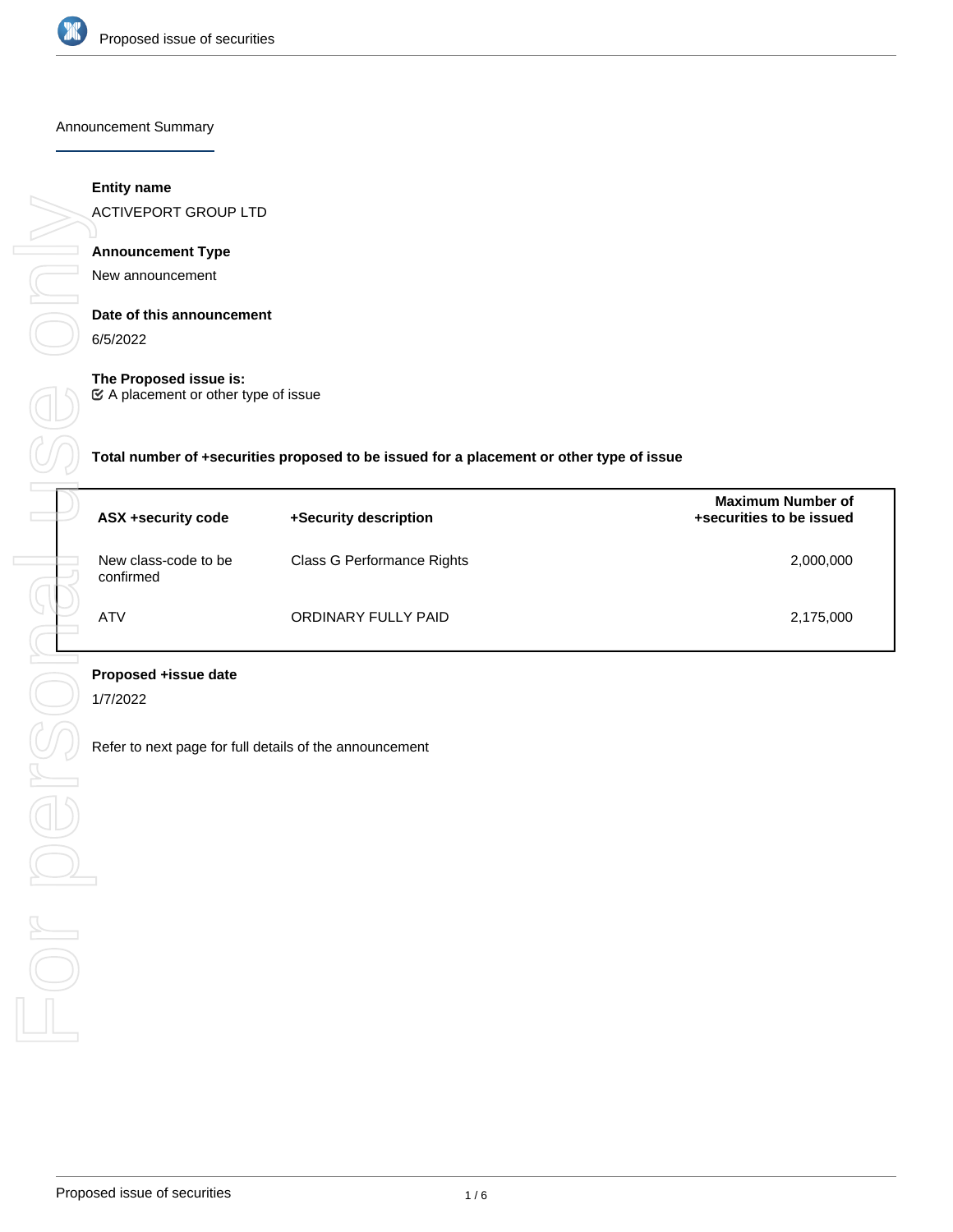## Announcement Summary

**Entity name**

ACTIVEPORT GROUP LTD

**Announcement Type**

New announcement

**Date of this announcement**

6/5/2022

**The Proposed issue is:**

A placement or other type of issue

**Total number of +securities proposed to be issued for a placement or other type of issue**

| ASX +security code | +Security description | Maximum Number of +securities to be issued |
|---|---|---|
| New class-code to be confirmed | Class G Performance Rights | 2,000,000 |
| ATV | ORDINARY FULLY PAID | 2,175,000 |

**Proposed +issue date**

1/7/2022

Refer to next page for full details of the announcement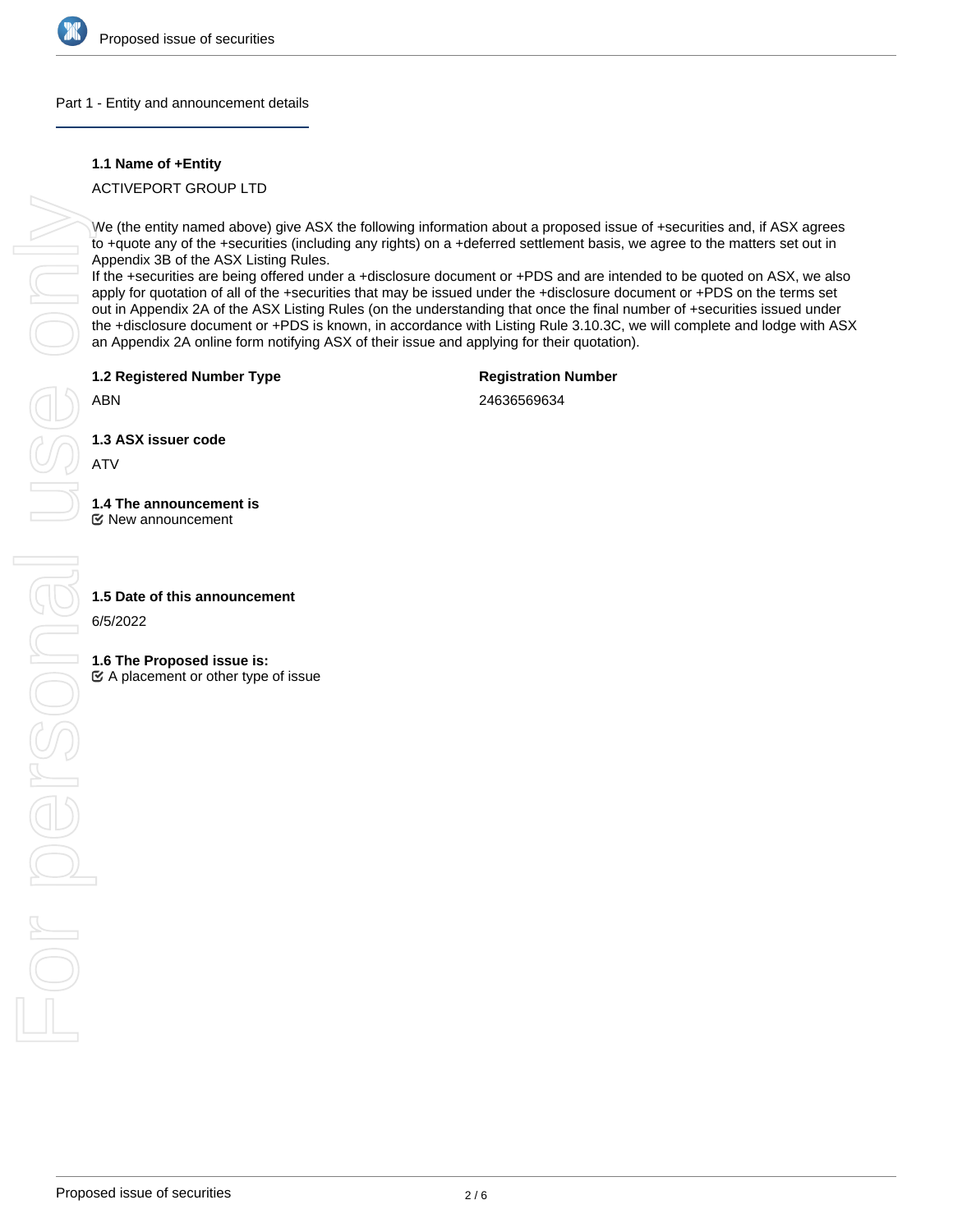## Part 1 - Entity and announcement details

**1.1 Name of +Entity**

ACTIVEPORT GROUP LTD

We (the entity named above) give ASX the following information about a proposed issue of +securities and, if ASX agrees to +quote any of the +securities (including any rights) on a +deferred settlement basis, we agree to the matters set out in Appendix 3B of the ASX Listing Rules.
If the +securities are being offered under a +disclosure document or +PDS and are intended to be quoted on ASX, we also apply for quotation of all of the +securities that may be issued under the +disclosure document or +PDS on the terms set out in Appendix 2A of the ASX Listing Rules (on the understanding that once the final number of +securities issued under the +disclosure document or +PDS is known, in accordance with Listing Rule 3.10.3C, we will complete and lodge with ASX an Appendix 2A online form notifying ASX of their issue and applying for their quotation).

**1.2 Registered Number Type**

ABN

**Registration Number**

24636569634

**1.3 ASX issuer code**

ATV

**1.4 The announcement is**

☑ New announcement

**1.5 Date of this announcement**

6/5/2022

**1.6 The Proposed issue is:**

☑ A placement or other type of issue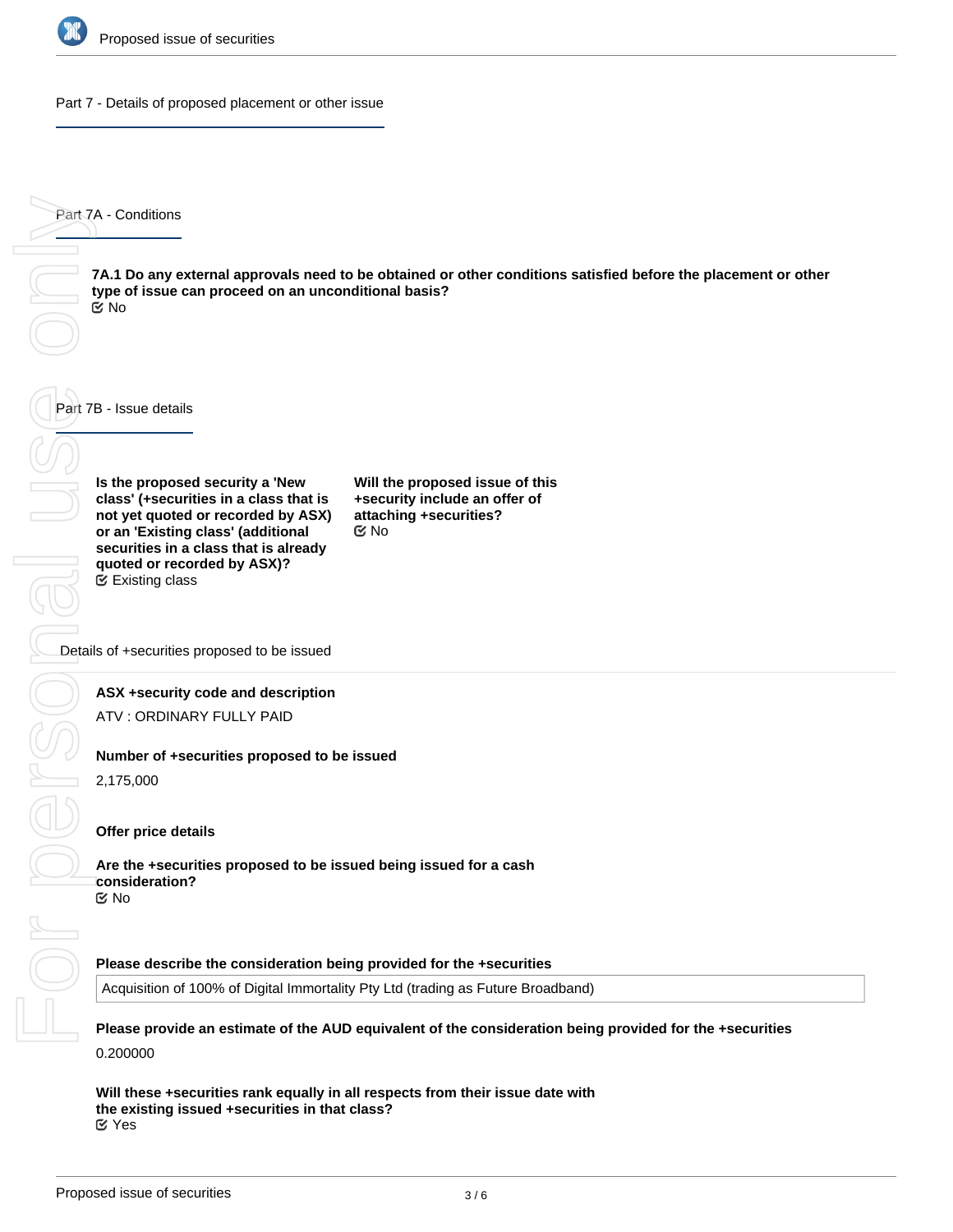## Part 7 - Details of proposed placement or other issue

### Part 7A - Conditions

**7A.1 Do any external approvals need to be obtained or other conditions satisfied before the placement or other type of issue can proceed on an unconditional basis?**

No

### Part 7B - Issue details

**Is the proposed security a 'New class' (+securities in a class that is not yet quoted or recorded by ASX) or an 'Existing class' (additional securities in a class that is already quoted or recorded by ASX)?**

Existing class

**Will the proposed issue of this +security include an offer of attaching +securities?**

No

#### Details of +securities proposed to be issued

**ASX +security code and description**

ATV : ORDINARY FULLY PAID

**Number of +securities proposed to be issued**

2,175,000

**Offer price details**

**Are the +securities proposed to be issued being issued for a cash consideration?**

No

**Please describe the consideration being provided for the +securities**

Acquisition of 100% of Digital Immortality Pty Ltd (trading as Future Broadband)

**Please provide an estimate of the AUD equivalent of the consideration being provided for the +securities**

0.200000

**Will these +securities rank equally in all respects from their issue date with the existing issued +securities in that class?**

Yes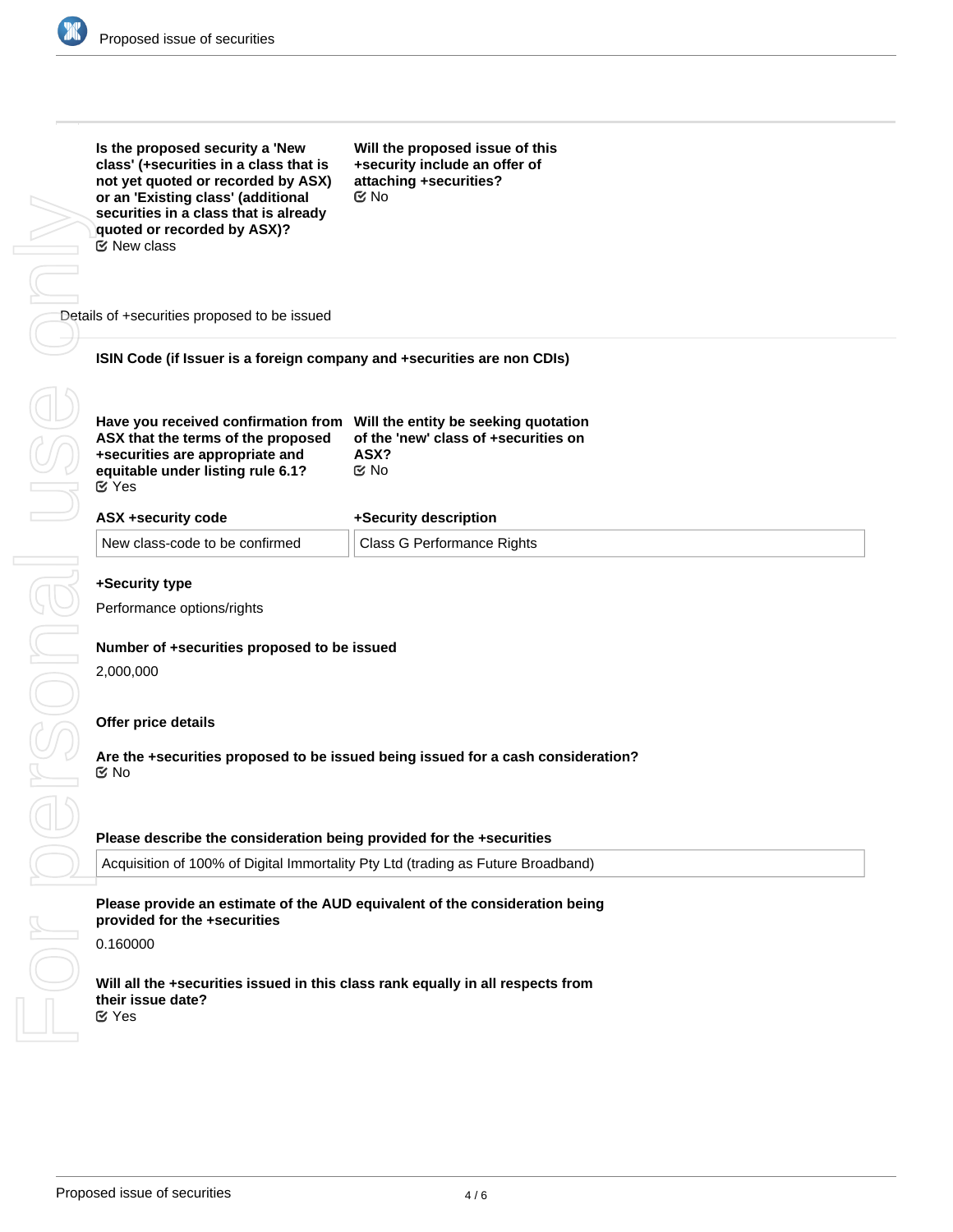**Is the proposed security a 'New class' (+securities in a class that is not yet quoted or recorded by ASX) or an 'Existing class' (additional securities in a class that is already quoted or recorded by ASX)?**
☑ New class

**Will the proposed issue of this +security include an offer of attaching +securities?**
☑ No

## Details of +securities proposed to be issued

**ISIN Code (if Issuer is a foreign company and +securities are non CDIs)**

**Have you received confirmation from ASX that the terms of the proposed +securities are appropriate and equitable under listing rule 6.1?**
☑ Yes

**Will the entity be seeking quotation of the 'new' class of +securities on ASX?**
☑ No

| ASX +security code | +Security description |
| --- | --- |
| New class-code to be confirmed | Class G Performance Rights |

**+Security type**

Performance options/rights

**Number of +securities proposed to be issued**

2,000,000

### Offer price details

**Are the +securities proposed to be issued being issued for a cash consideration?**
☑ No

**Please describe the consideration being provided for the +securities**

Acquisition of 100% of Digital Immortality Pty Ltd (trading as Future Broadband)

**Please provide an estimate of the AUD equivalent of the consideration being provided for the +securities**

0.160000

**Will all the +securities issued in this class rank equally in all respects from their issue date?**
☑ Yes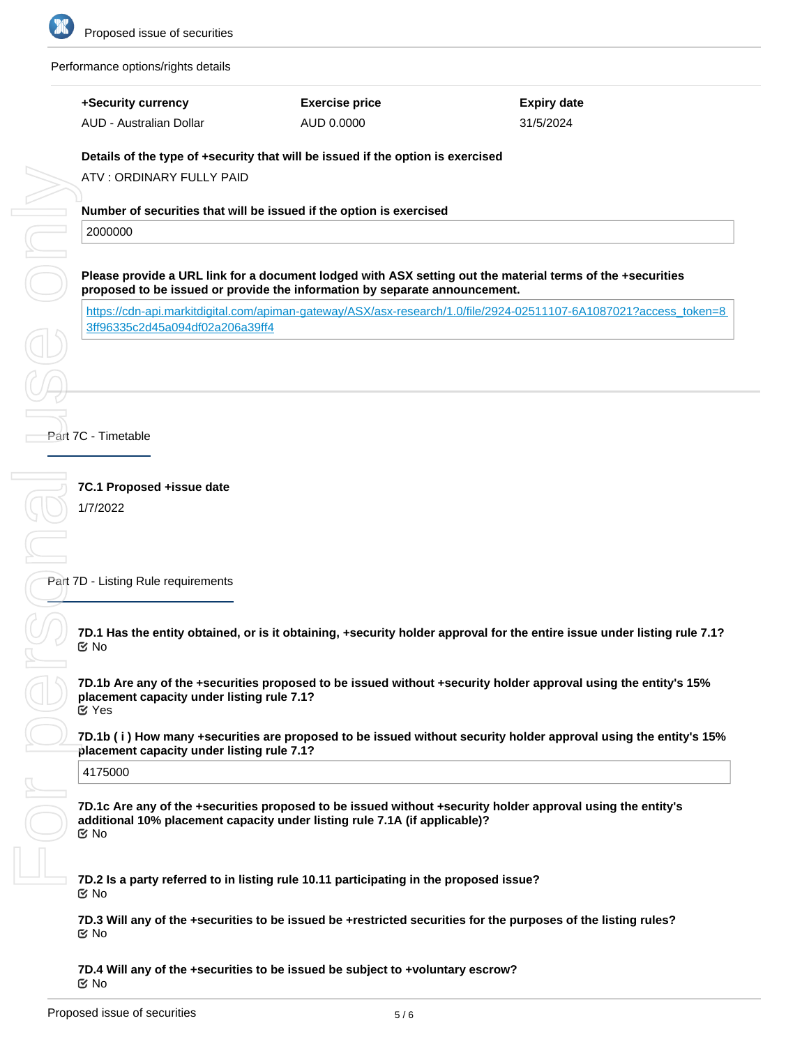Performance options/rights details

| +Security currency | Exercise price | Expiry date |
| --- | --- | --- |
| AUD - Australian Dollar | AUD 0.0000 | 31/5/2024 |

**Details of the type of +security that will be issued if the option is exercised**

ATV : ORDINARY FULLY PAID

**Number of securities that will be issued if the option is exercised**

2000000

**Please provide a URL link for a document lodged with ASX setting out the material terms of the +securities proposed to be issued or provide the information by separate announcement.**

https://cdn-api.markitdigital.com/apiman-gateway/ASX/asx-research/1.0/file/2924-02511107-6A1087021?access_token=83ff96335c2d45a094df02a206a39ff4

## Part 7C - Timetable

**7C.1 Proposed +issue date**

1/7/2022

## Part 7D - Listing Rule requirements

**7D.1 Has the entity obtained, or is it obtaining, +security holder approval for the entire issue under listing rule 7.1?**

No

**7D.1b Are any of the +securities proposed to be issued without +security holder approval using the entity's 15% placement capacity under listing rule 7.1?**

Yes

**7D.1b ( i ) How many +securities are proposed to be issued without security holder approval using the entity's 15% placement capacity under listing rule 7.1?**

4175000

**7D.1c Are any of the +securities proposed to be issued without +security holder approval using the entity's additional 10% placement capacity under listing rule 7.1A (if applicable)?**

No

**7D.2 Is a party referred to in listing rule 10.11 participating in the proposed issue?**

No

**7D.3 Will any of the +securities to be issued be +restricted securities for the purposes of the listing rules?**

No

**7D.4 Will any of the +securities to be issued be subject to +voluntary escrow?**

No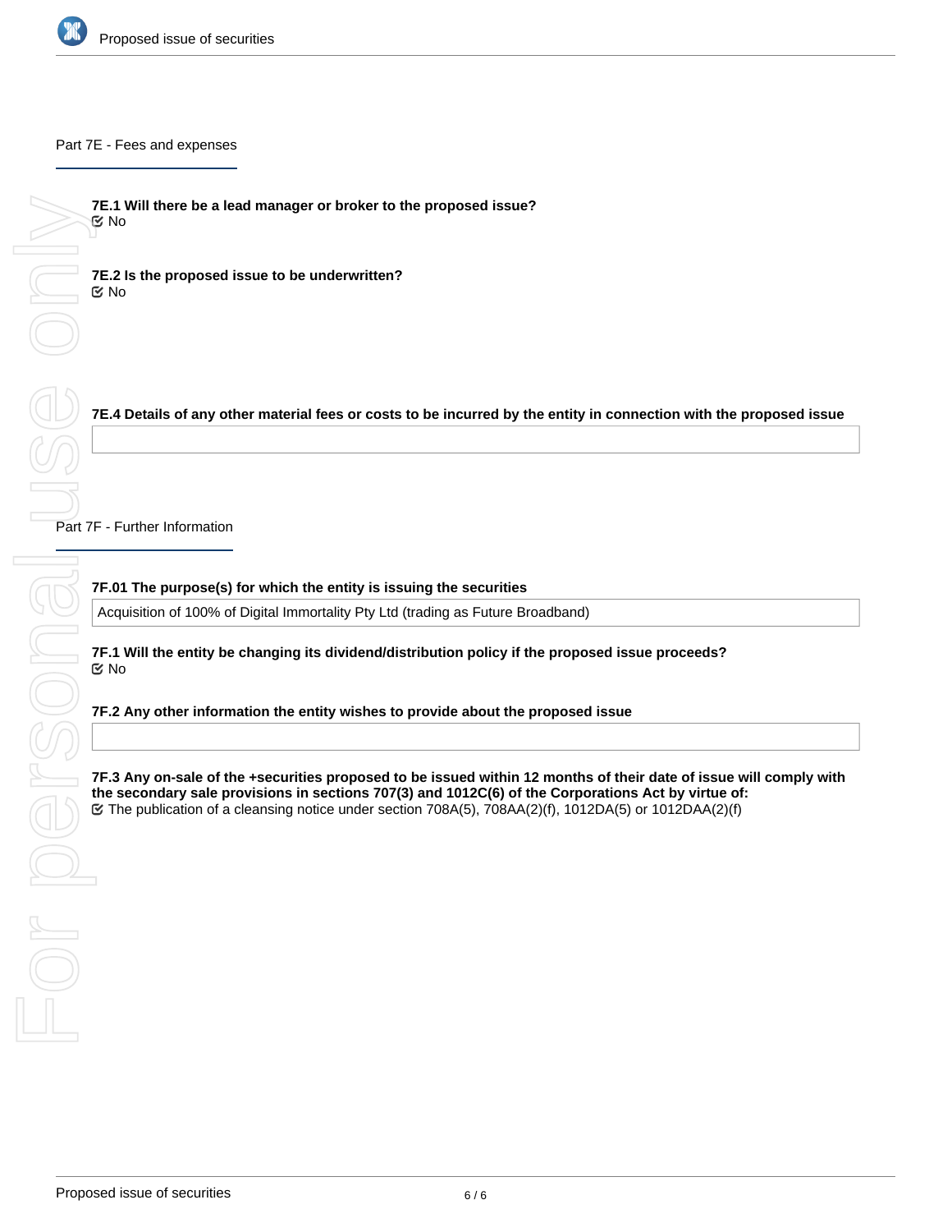## Part 7E - Fees and expenses

**7E.1 Will there be a lead manager or broker to the proposed issue?**
☑ No

**7E.2 Is the proposed issue to be underwritten?**
☑ No

**7E.4 Details of any other material fees or costs to be incurred by the entity in connection with the proposed issue**

## Part 7F - Further Information

**7F.01 The purpose(s) for which the entity is issuing the securities**

Acquisition of 100% of Digital Immortality Pty Ltd (trading as Future Broadband)

**7F.1 Will the entity be changing its dividend/distribution policy if the proposed issue proceeds?**
☑ No

**7F.2 Any other information the entity wishes to provide about the proposed issue**

**7F.3 Any on-sale of the +securities proposed to be issued within 12 months of their date of issue will comply with the secondary sale provisions in sections 707(3) and 1012C(6) of the Corporations Act by virtue of:**
☑ The publication of a cleansing notice under section 708A(5), 708AA(2)(f), 1012DA(5) or 1012DAA(2)(f)